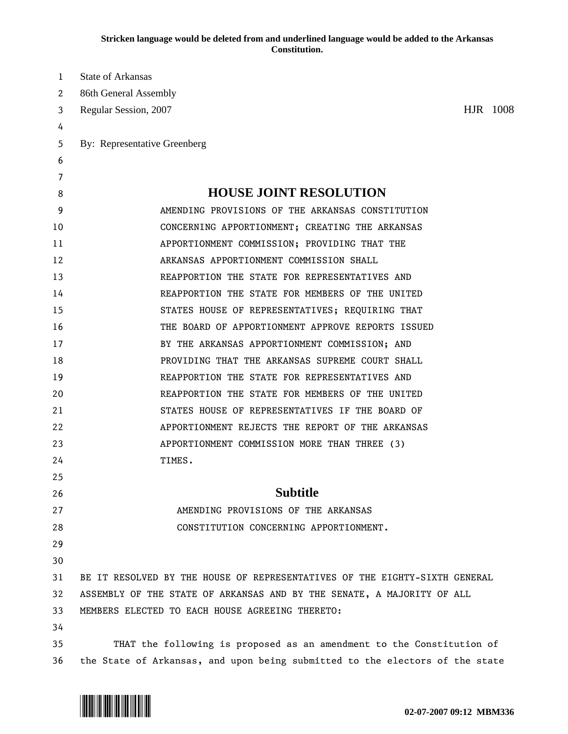**Stricken language would be deleted from and underlined language would be added to the Arkansas Constitution.**

State of Arkansas
86th General Assembly
Regular Session, 2007 HJR 1008

By: Representative Greenberg

# HOUSE JOINT RESOLUTION

AMENDING PROVISIONS OF THE ARKANSAS CONSTITUTION CONCERNING APPORTIONMENT; CREATING THE ARKANSAS APPORTIONMENT COMMISSION; PROVIDING THAT THE ARKANSAS APPORTIONMENT COMMISSION SHALL REAPPORTION THE STATE FOR REPRESENTATIVES AND REAPPORTION THE STATE FOR MEMBERS OF THE UNITED STATES HOUSE OF REPRESENTATIVES; REQUIRING THAT THE BOARD OF APPORTIONMENT APPROVE REPORTS ISSUED BY THE ARKANSAS APPORTIONMENT COMMISSION; AND PROVIDING THAT THE ARKANSAS SUPREME COURT SHALL REAPPORTION THE STATE FOR REPRESENTATIVES AND REAPPORTION THE STATE FOR MEMBERS OF THE UNITED STATES HOUSE OF REPRESENTATIVES IF THE BOARD OF APPORTIONMENT REJECTS THE REPORT OF THE ARKANSAS APPORTIONMENT COMMISSION MORE THAN THREE (3) TIMES.

## Subtitle

AMENDING PROVISIONS OF THE ARKANSAS CONSTITUTION CONCERNING APPORTIONMENT.

BE IT RESOLVED BY THE HOUSE OF REPRESENTATIVES OF THE EIGHTY-SIXTH GENERAL ASSEMBLY OF THE STATE OF ARKANSAS AND BY THE SENATE, A MAJORITY OF ALL MEMBERS ELECTED TO EACH HOUSE AGREEING THERETO:

THAT the following is proposed as an amendment to the Constitution of the State of Arkansas, and upon being submitted to the electors of the state

02-07-2007 09:12 MBM336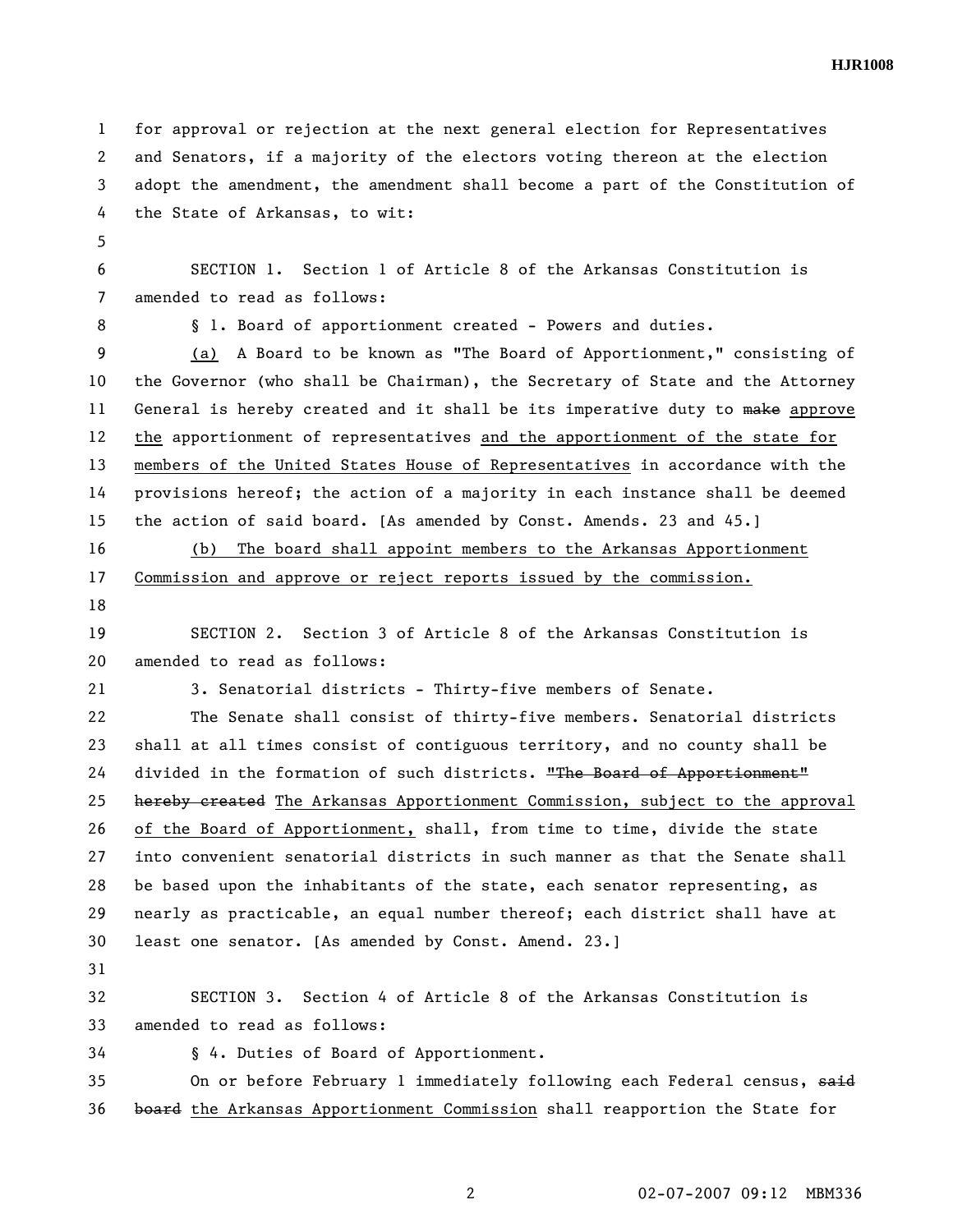for approval or rejection at the next general election for Representatives and Senators, if a majority of the electors voting thereon at the election adopt the amendment, the amendment shall become a part of the Constitution of the State of Arkansas, to wit:

SECTION 1. Section 1 of Article 8 of the Arkansas Constitution is amended to read as follows:

§ 1. Board of apportionment created - Powers and duties.

(a) A Board to be known as "The Board of Apportionment," consisting of the Governor (who shall be Chairman), the Secretary of State and the Attorney General is hereby created and it shall be its imperative duty to ~~make~~ approve the apportionment of representatives and the apportionment of the state for members of the United States House of Representatives in accordance with the provisions hereof; the action of a majority in each instance shall be deemed the action of said board. [As amended by Const. Amends. 23 and 45.]

(b) The board shall appoint members to the Arkansas Apportionment Commission and approve or reject reports issued by the commission.

SECTION 2. Section 3 of Article 8 of the Arkansas Constitution is amended to read as follows:

3. Senatorial districts - Thirty-five members of Senate.

The Senate shall consist of thirty-five members. Senatorial districts shall at all times consist of contiguous territory, and no county shall be divided in the formation of such districts. ~~"The Board of Apportionment" hereby created~~ The Arkansas Apportionment Commission, subject to the approval of the Board of Apportionment, shall, from time to time, divide the state into convenient senatorial districts in such manner as that the Senate shall be based upon the inhabitants of the state, each senator representing, as nearly as practicable, an equal number thereof; each district shall have at least one senator. [As amended by Const. Amend. 23.]

SECTION 3. Section 4 of Article 8 of the Arkansas Constitution is amended to read as follows:

§ 4. Duties of Board of Apportionment.

On or before February 1 immediately following each Federal census, ~~said board~~ the Arkansas Apportionment Commission shall reapportion the State for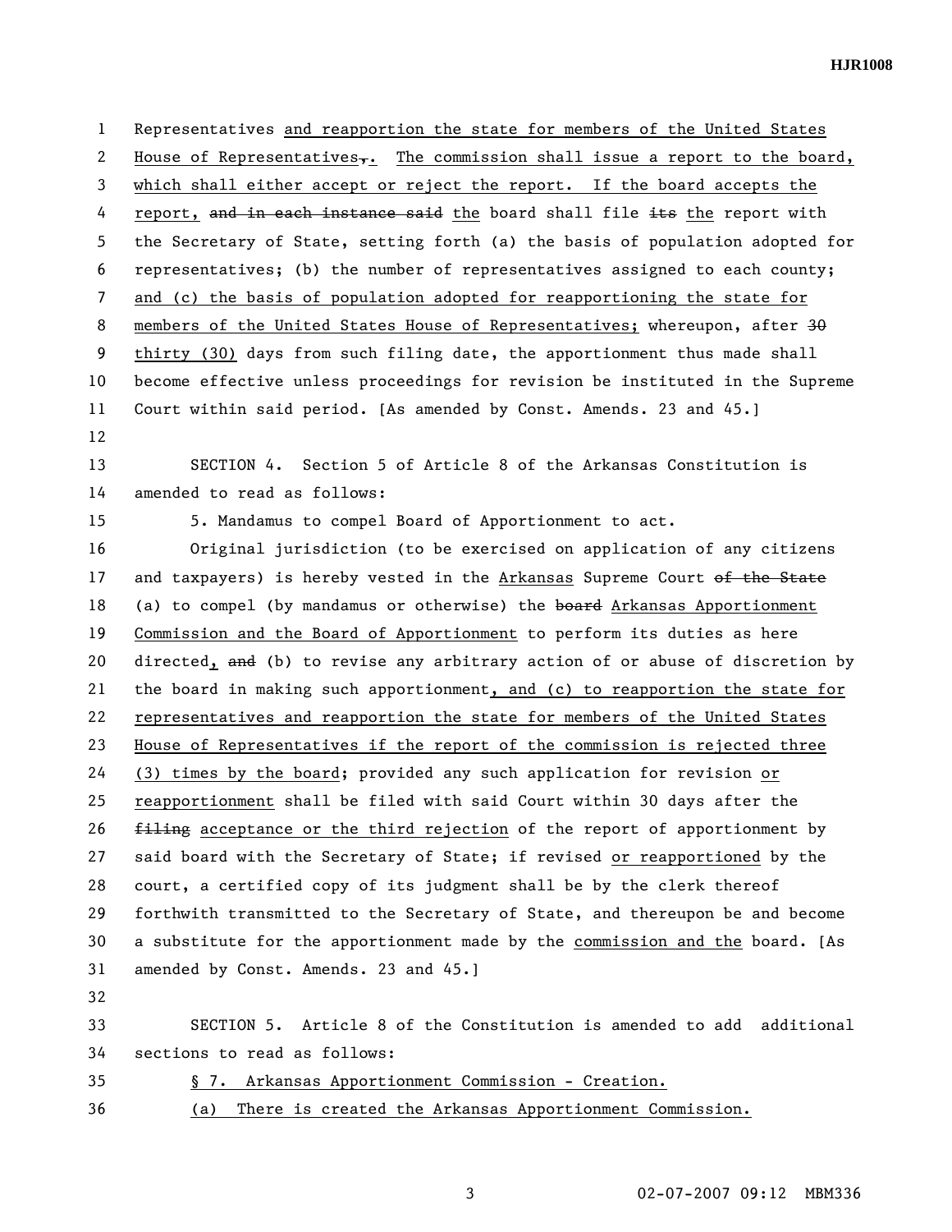Representatives and reapportion the state for members of the United States House of Representatives,. The commission shall issue a report to the board, which shall either accept or reject the report. If the board accepts the report, and in each instance said the board shall file its the report with the Secretary of State, setting forth (a) the basis of population adopted for representatives; (b) the number of representatives assigned to each county; and (c) the basis of population adopted for reapportioning the state for members of the United States House of Representatives; whereupon, after 30 thirty (30) days from such filing date, the apportionment thus made shall become effective unless proceedings for revision be instituted in the Supreme Court within said period. [As amended by Const. Amends. 23 and 45.]

SECTION 4. Section 5 of Article 8 of the Arkansas Constitution is amended to read as follows:

5. Mandamus to compel Board of Apportionment to act.

Original jurisdiction (to be exercised on application of any citizens and taxpayers) is hereby vested in the Arkansas Supreme Court of the State (a) to compel (by mandamus or otherwise) the board Arkansas Apportionment Commission and the Board of Apportionment to perform its duties as here directed, and (b) to revise any arbitrary action of or abuse of discretion by the board in making such apportionment, and (c) to reapportion the state for representatives and reapportion the state for members of the United States House of Representatives if the report of the commission is rejected three (3) times by the board; provided any such application for revision or reapportionment shall be filed with said Court within 30 days after the filing acceptance or the third rejection of the report of apportionment by said board with the Secretary of State; if revised or reapportioned by the court, a certified copy of its judgment shall be by the clerk thereof forthwith transmitted to the Secretary of State, and thereupon be and become a substitute for the apportionment made by the commission and the board. [As amended by Const. Amends. 23 and 45.]

SECTION 5. Article 8 of the Constitution is amended to add additional sections to read as follows:

§ 7. Arkansas Apportionment Commission - Creation.

(a) There is created the Arkansas Apportionment Commission.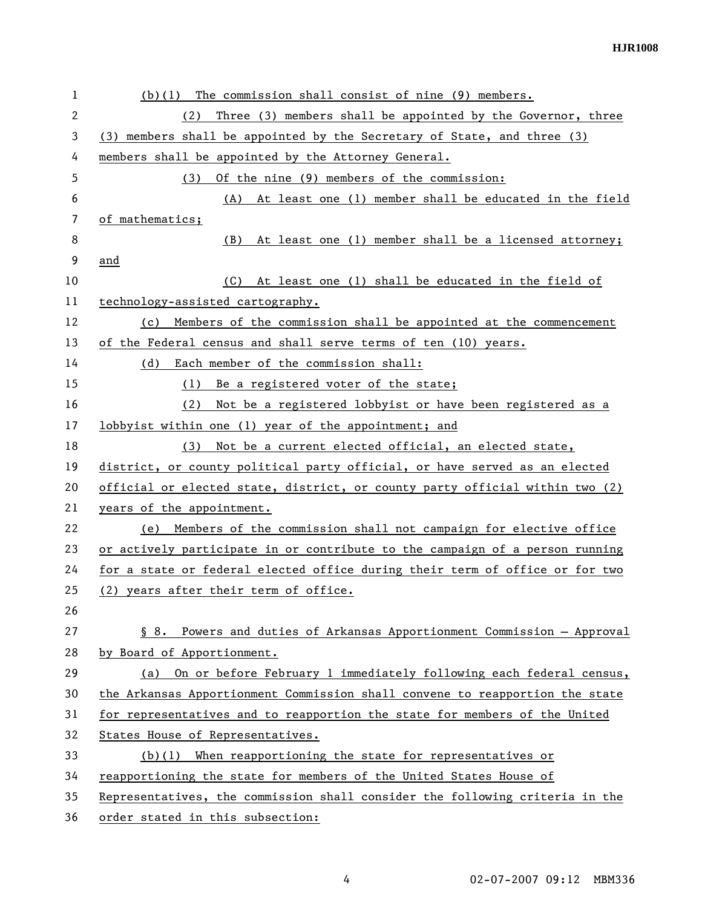(b)(1) The commission shall consist of nine (9) members.

(2) Three (3) members shall be appointed by the Governor, three (3) members shall be appointed by the Secretary of State, and three (3) members shall be appointed by the Attorney General.

(3) Of the nine (9) members of the commission:

(A) At least one (1) member shall be educated in the field of mathematics;

(B) At least one (1) member shall be a licensed attorney; and

(C) At least one (1) shall be educated in the field of technology-assisted cartography.

(c) Members of the commission shall be appointed at the commencement of the Federal census and shall serve terms of ten (10) years.

(d) Each member of the commission shall:

(1) Be a registered voter of the state;

(2) Not be a registered lobbyist or have been registered as a lobbyist within one (1) year of the appointment; and

(3) Not be a current elected official, an elected state, district, or county political party official, or have served as an elected official or elected state, district, or county party official within two (2) years of the appointment.

(e) Members of the commission shall not campaign for elective office or actively participate in or contribute to the campaign of a person running for a state or federal elected office during their term of office or for two (2) years after their term of office.

§ 8. Powers and duties of Arkansas Apportionment Commission — Approval by Board of Apportionment.

(a) On or before February 1 immediately following each federal census, the Arkansas Apportionment Commission shall convene to reapportion the state for representatives and to reapportion the state for members of the United States House of Representatives.

(b)(1) When reapportioning the state for representatives or reapportioning the state for members of the United States House of Representatives, the commission shall consider the following criteria in the order stated in this subsection: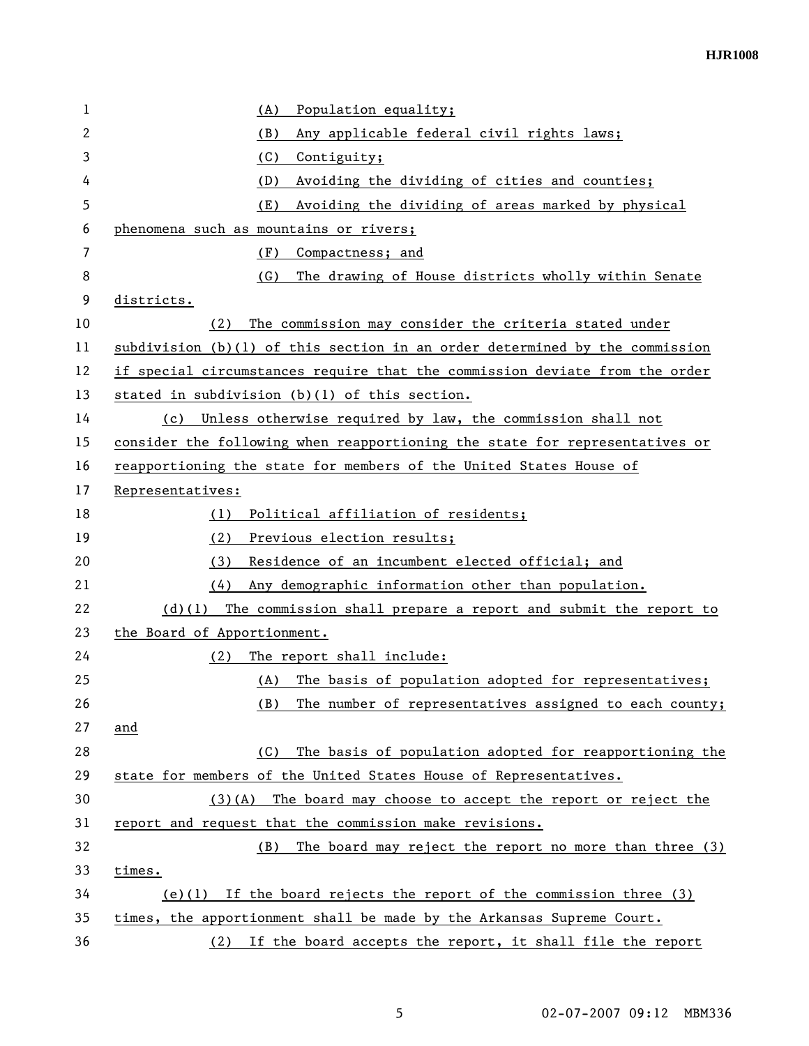(A) Population equality;

(B) Any applicable federal civil rights laws;

(C) Contiguity;

(D) Avoiding the dividing of cities and counties;

(E) Avoiding the dividing of areas marked by physical phenomena such as mountains or rivers;

(F) Compactness; and

(G) The drawing of House districts wholly within Senate districts.

(2) The commission may consider the criteria stated under subdivision (b)(1) of this section in an order determined by the commission if special circumstances require that the commission deviate from the order stated in subdivision (b)(1) of this section.

(c) Unless otherwise required by law, the commission shall not consider the following when reapportioning the state for representatives or reapportioning the state for members of the United States House of Representatives:

(1) Political affiliation of residents;

(2) Previous election results;

(3) Residence of an incumbent elected official; and

(4) Any demographic information other than population.

(d)(1) The commission shall prepare a report and submit the report to the Board of Apportionment.

(2) The report shall include:

(A) The basis of population adopted for representatives;

(B) The number of representatives assigned to each county; and

(C) The basis of population adopted for reapportioning the state for members of the United States House of Representatives.

(3)(A) The board may choose to accept the report or reject the report and request that the commission make revisions.

(B) The board may reject the report no more than three (3) times.

(e)(1) If the board rejects the report of the commission three (3) times, the apportionment shall be made by the Arkansas Supreme Court.

(2) If the board accepts the report, it shall file the report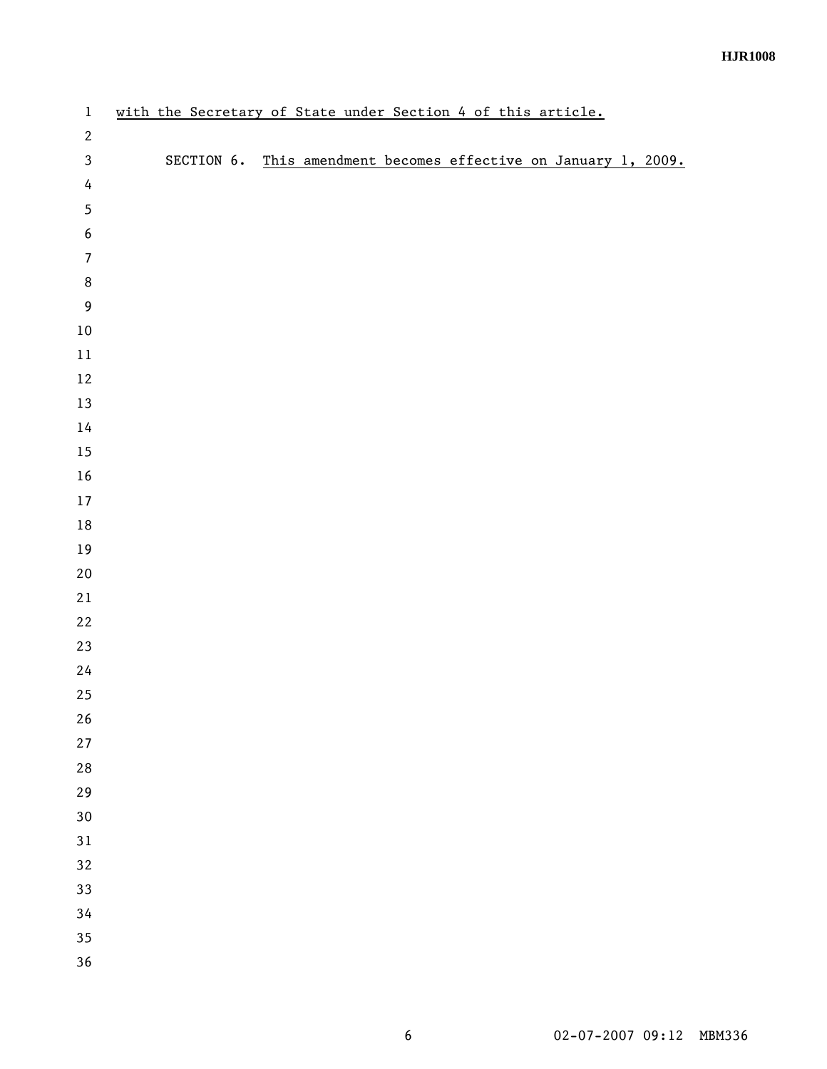with the Secretary of State under Section 4 of this article.

SECTION 6. This amendment becomes effective on January 1, 2009.